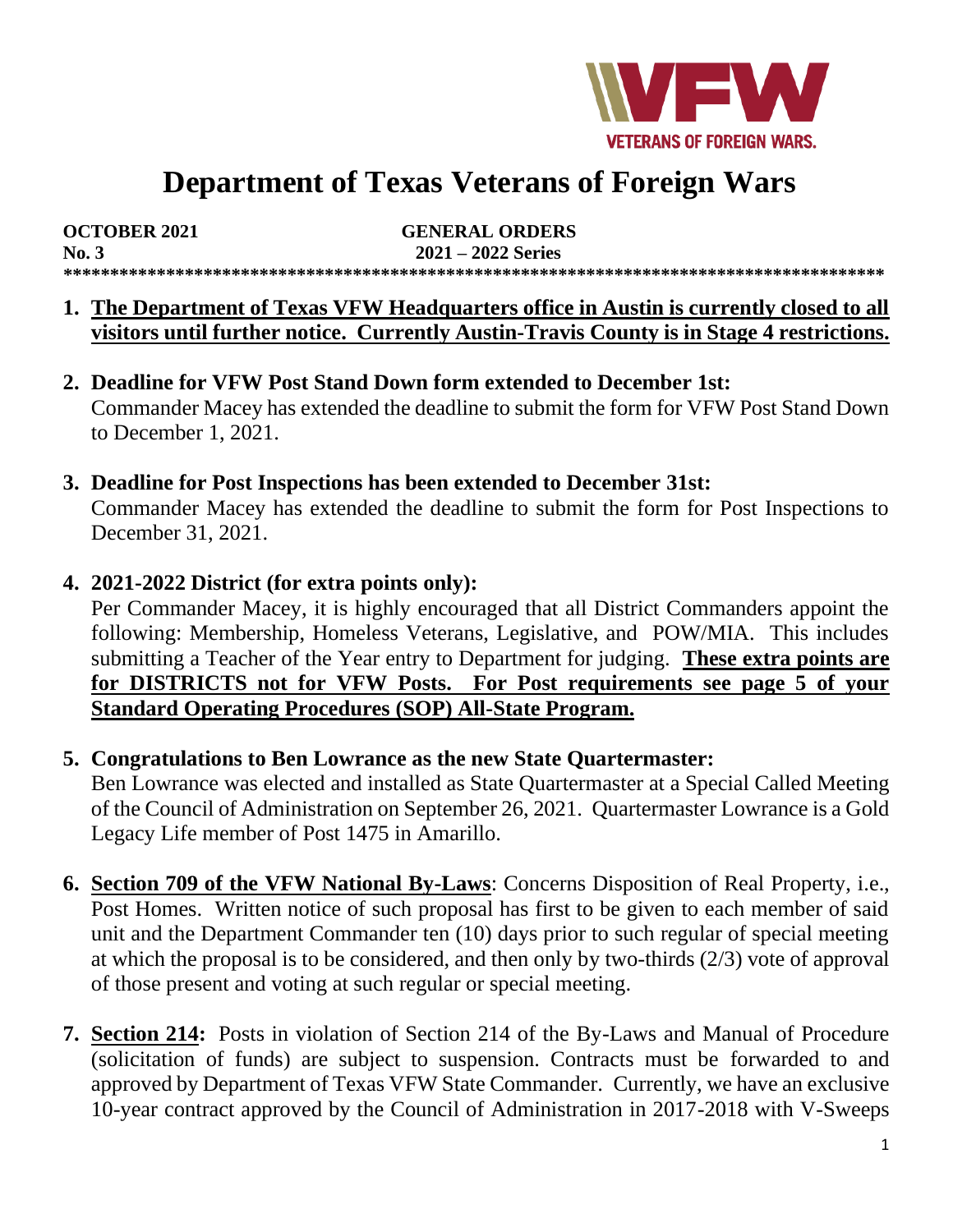# Department of Texas Veterans of Foreign Wars

**OCTOBER 2021** **GENERAL ORDERS**
**No. 3** **2021 – 2022 Series**

\*\*\*\*\*\*\*\*\*\*\*\*\*\*\*\*\*\*\*\*\*\*\*\*\*\*\*\*\*\*\*\*\*\*\*\*\*\*\*\*\*\*\*\*\*\*\*\*\*\*\*\*\*\*\*\*\*\*\*\*\*\*\*\*\*\*\*\*\*\*\*\*\*\*\*\*\*\*\*\*\*\*\*\*\*\*\*

1. **<u>The Department of Texas VFW Headquarters office in Austin is currently closed to all visitors until further notice. Currently Austin-Travis County is in Stage 4 restrictions.</u>**

2. **Deadline for VFW Post Stand Down form extended to December 1st:**
   Commander Macey has extended the deadline to submit the form for VFW Post Stand Down to December 1, 2021.

3. **Deadline for Post Inspections has been extended to December 31st:**
   Commander Macey has extended the deadline to submit the form for Post Inspections to December 31, 2021.

4. **2021-2022 District (for extra points only):**
   Per Commander Macey, it is highly encouraged that all District Commanders appoint the following: Membership, Homeless Veterans, Legislative, and POW/MIA. This includes submitting a Teacher of the Year entry to Department for judging. **<u>These extra points are for DISTRICTS not for VFW Posts. For Post requirements see page 5 of your Standard Operating Procedures (SOP) All-State Program.</u>**

5. **Congratulations to Ben Lowrance as the new State Quartermaster:**
   Ben Lowrance was elected and installed as State Quartermaster at a Special Called Meeting of the Council of Administration on September 26, 2021. Quartermaster Lowrance is a Gold Legacy Life member of Post 1475 in Amarillo.

6. **<u>Section 709 of the VFW National By-Laws</u>**: Concerns Disposition of Real Property, i.e., Post Homes. Written notice of such proposal has first to be given to each member of said unit and the Department Commander ten (10) days prior to such regular of special meeting at which the proposal is to be considered, and then only by two-thirds (2/3) vote of approval of those present and voting at such regular or special meeting.

7. **<u>Section 214</u>:** Posts in violation of Section 214 of the By-Laws and Manual of Procedure (solicitation of funds) are subject to suspension. Contracts must be forwarded to and approved by Department of Texas VFW State Commander. Currently, we have an exclusive 10-year contract approved by the Council of Administration in 2017-2018 with V-Sweeps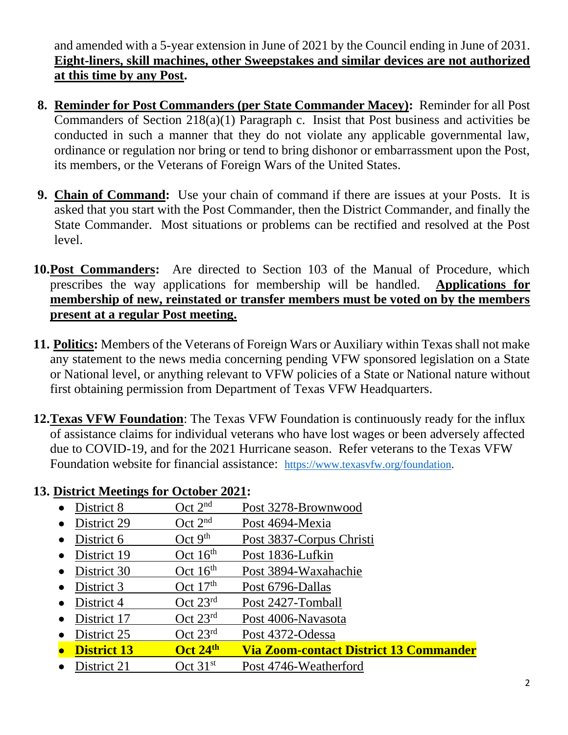and amended with a 5-year extension in June of 2021 by the Council ending in June of 2031. **Eight-liners, skill machines, other Sweepstakes and similar devices are not authorized at this time by any Post.**

8. **Reminder for Post Commanders (per State Commander Macey):** Reminder for all Post Commanders of Section 218(a)(1) Paragraph c. Insist that Post business and activities be conducted in such a manner that they do not violate any applicable governmental law, ordinance or regulation nor bring or tend to bring dishonor or embarrassment upon the Post, its members, or the Veterans of Foreign Wars of the United States.

9. **Chain of Command:** Use your chain of command if there are issues at your Posts. It is asked that you start with the Post Commander, then the District Commander, and finally the State Commander. Most situations or problems can be rectified and resolved at the Post level.

10. **Post Commanders:** Are directed to Section 103 of the Manual of Procedure, which prescribes the way applications for membership will be handled. **Applications for membership of new, reinstated or transfer members must be voted on by the members present at a regular Post meeting.**

11. **Politics:** Members of the Veterans of Foreign Wars or Auxiliary within Texas shall not make any statement to the news media concerning pending VFW sponsored legislation on a State or National level, or anything relevant to VFW policies of a State or National nature without first obtaining permission from Department of Texas VFW Headquarters.

12. **Texas VFW Foundation**: The Texas VFW Foundation is continuously ready for the influx of assistance claims for individual veterans who have lost wages or been adversely affected due to COVID-19, and for the 2021 Hurricane season. Refer veterans to the Texas VFW Foundation website for financial assistance: https://www.texasvfw.org/foundation.

13. **District Meetings for October 2021:**

- District 8 — Oct 2nd — Post 3278-Brownwood
- District 29 — Oct 2nd — Post 4694-Mexia
- District 6 — Oct 9th — Post 3837-Corpus Christi
- District 19 — Oct 16th — Post 1836-Lufkin
- District 30 — Oct 16th — Post 3894-Waxahachie
- District 3 — Oct 17th — Post 6796-Dallas
- District 4 — Oct 23rd — Post 2427-Tomball
- District 17 — Oct 23rd — Post 4006-Navasota
- District 25 — Oct 23rd — Post 4372-Odessa
- **District 13 — Oct 24th — Via Zoom-contact District 13 Commander**
- District 21 — Oct 31st — Post 4746-Weatherford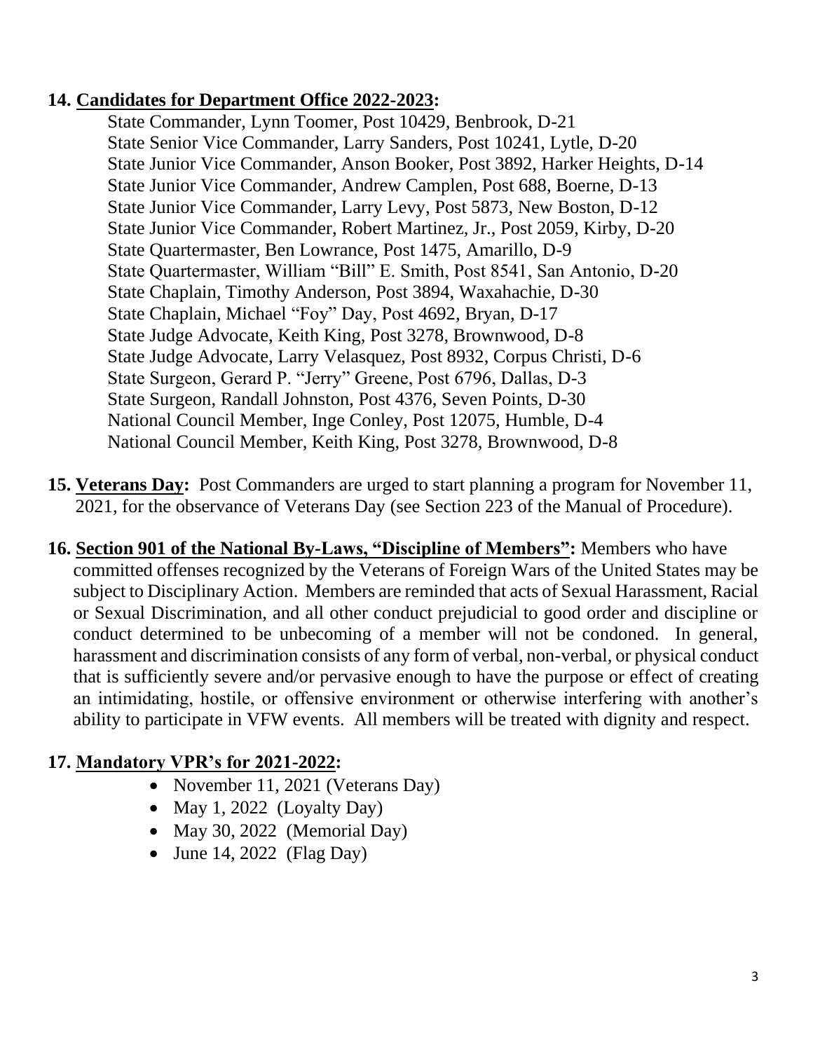**14. Candidates for Department Office 2022-2023:**

State Commander, Lynn Toomer, Post 10429, Benbrook, D-21
State Senior Vice Commander, Larry Sanders, Post 10241, Lytle, D-20
State Junior Vice Commander, Anson Booker, Post 3892, Harker Heights, D-14
State Junior Vice Commander, Andrew Camplen, Post 688, Boerne, D-13
State Junior Vice Commander, Larry Levy, Post 5873, New Boston, D-12
State Junior Vice Commander, Robert Martinez, Jr., Post 2059, Kirby, D-20
State Quartermaster, Ben Lowrance, Post 1475, Amarillo, D-9
State Quartermaster, William "Bill" E. Smith, Post 8541, San Antonio, D-20
State Chaplain, Timothy Anderson, Post 3894, Waxahachie, D-30
State Chaplain, Michael "Foy" Day, Post 4692, Bryan, D-17
State Judge Advocate, Keith King, Post 3278, Brownwood, D-8
State Judge Advocate, Larry Velasquez, Post 8932, Corpus Christi, D-6
State Surgeon, Gerard P. "Jerry" Greene, Post 6796, Dallas, D-3
State Surgeon, Randall Johnston, Post 4376, Seven Points, D-30
National Council Member, Inge Conley, Post 12075, Humble, D-4
National Council Member, Keith King, Post 3278, Brownwood, D-8

**15. Veterans Day:** Post Commanders are urged to start planning a program for November 11, 2021, for the observance of Veterans Day (see Section 223 of the Manual of Procedure).

**16. Section 901 of the National By-Laws, "Discipline of Members":** Members who have committed offenses recognized by the Veterans of Foreign Wars of the United States may be subject to Disciplinary Action. Members are reminded that acts of Sexual Harassment, Racial or Sexual Discrimination, and all other conduct prejudicial to good order and discipline or conduct determined to be unbecoming of a member will not be condoned. In general, harassment and discrimination consists of any form of verbal, non-verbal, or physical conduct that is sufficiently severe and/or pervasive enough to have the purpose or effect of creating an intimidating, hostile, or offensive environment or otherwise interfering with another's ability to participate in VFW events. All members will be treated with dignity and respect.

**17. Mandatory VPR's for 2021-2022:**

- November 11, 2021 (Veterans Day)
- May 1, 2022 (Loyalty Day)
- May 30, 2022 (Memorial Day)
- June 14, 2022 (Flag Day)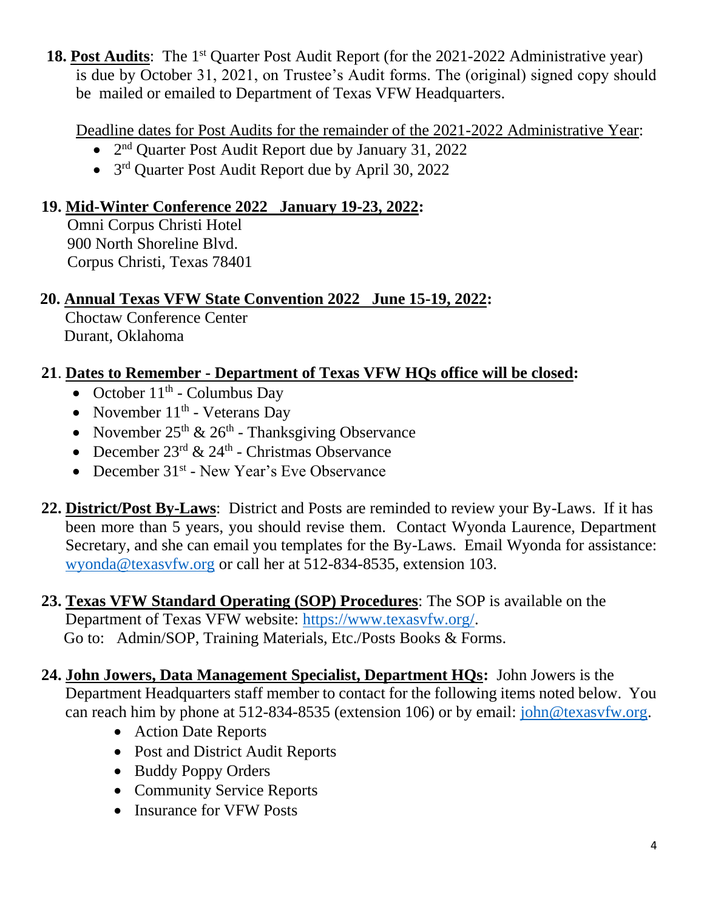**18. <u>Post Audits</u>**: The 1st Quarter Post Audit Report (for the 2021-2022 Administrative year) is due by October 31, 2021, on Trustee's Audit forms. The (original) signed copy should be mailed or emailed to Department of Texas VFW Headquarters.

<u>Deadline dates for Post Audits for the remainder of the 2021-2022 Administrative Year</u>:

- 2nd Quarter Post Audit Report due by January 31, 2022
- 3rd Quarter Post Audit Report due by April 30, 2022

**19. <u>Mid-Winter Conference 2022 January 19-23, 2022</u>:**

Omni Corpus Christi Hotel
900 North Shoreline Blvd.
Corpus Christi, Texas 78401

**20. <u>Annual Texas VFW State Convention 2022 June 15-19, 2022</u>:**

Choctaw Conference Center
Durant, Oklahoma

**21. <u>Dates to Remember - Department of Texas VFW HQs office will be closed</u>:**

- October 11th - Columbus Day
- November 11th - Veterans Day
- November 25th & 26th - Thanksgiving Observance
- December 23rd & 24th - Christmas Observance
- December 31st - New Year's Eve Observance

**22. <u>District/Post By-Laws</u>**: District and Posts are reminded to review your By-Laws. If it has been more than 5 years, you should revise them. Contact Wyonda Laurence, Department Secretary, and she can email you templates for the By-Laws. Email Wyonda for assistance: [wyonda@texasvfw.org](mailto:wyonda@texasvfw.org) or call her at 512-834-8535, extension 103.

**23. <u>Texas VFW Standard Operating (SOP) Procedures</u>**: The SOP is available on the Department of Texas VFW website: [https://www.texasvfw.org/](https://www.texasvfw.org/).
Go to: Admin/SOP, Training Materials, Etc./Posts Books & Forms.

**24. <u>John Jowers, Data Management Specialist, Department HQs</u>:** John Jowers is the Department Headquarters staff member to contact for the following items noted below. You can reach him by phone at 512-834-8535 (extension 106) or by email: [john@texasvfw.org](mailto:john@texasvfw.org).

- Action Date Reports
- Post and District Audit Reports
- Buddy Poppy Orders
- Community Service Reports
- Insurance for VFW Posts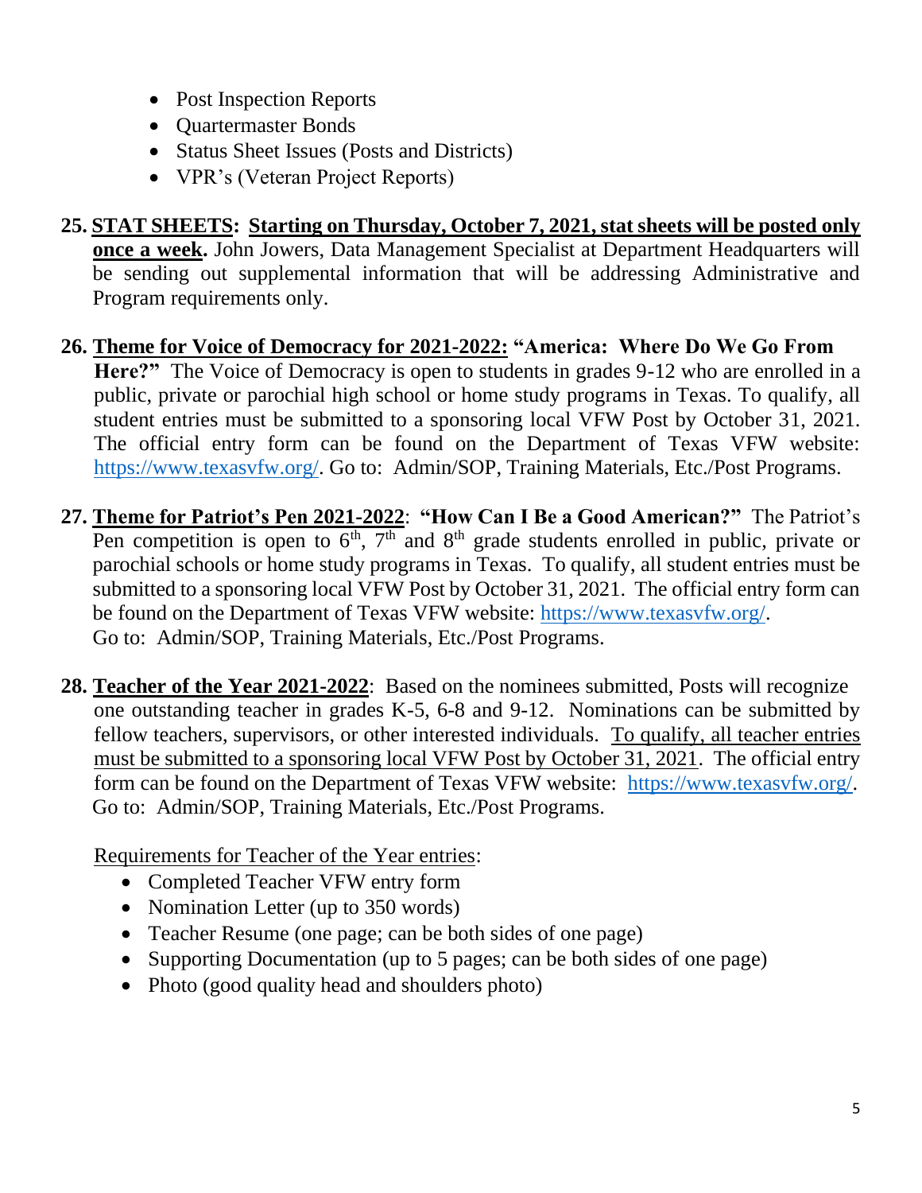- Post Inspection Reports
- Quartermaster Bonds
- Status Sheet Issues (Posts and Districts)
- VPR's (Veteran Project Reports)

25. **STAT SHEETS: Starting on Thursday, October 7, 2021, stat sheets will be posted only once a week.** John Jowers, Data Management Specialist at Department Headquarters will be sending out supplemental information that will be addressing Administrative and Program requirements only.

26. **Theme for Voice of Democracy for 2021-2022: "America: Where Do We Go From Here?"** The Voice of Democracy is open to students in grades 9-12 who are enrolled in a public, private or parochial high school or home study programs in Texas. To qualify, all student entries must be submitted to a sponsoring local VFW Post by October 31, 2021. The official entry form can be found on the Department of Texas VFW website: https://www.texasvfw.org/. Go to: Admin/SOP, Training Materials, Etc./Post Programs.

27. **Theme for Patriot's Pen 2021-2022**: **"How Can I Be a Good American?"** The Patriot's Pen competition is open to 6th, 7th and 8th grade students enrolled in public, private or parochial schools or home study programs in Texas. To qualify, all student entries must be submitted to a sponsoring local VFW Post by October 31, 2021. The official entry form can be found on the Department of Texas VFW website: https://www.texasvfw.org/. Go to: Admin/SOP, Training Materials, Etc./Post Programs.

28. **Teacher of the Year 2021-2022**: Based on the nominees submitted, Posts will recognize one outstanding teacher in grades K-5, 6-8 and 9-12. Nominations can be submitted by fellow teachers, supervisors, or other interested individuals. To qualify, all teacher entries must be submitted to a sponsoring local VFW Post by October 31, 2021. The official entry form can be found on the Department of Texas VFW website: https://www.texasvfw.org/. Go to: Admin/SOP, Training Materials, Etc./Post Programs.

    Requirements for Teacher of the Year entries:

    - Completed Teacher VFW entry form
    - Nomination Letter (up to 350 words)
    - Teacher Resume (one page; can be both sides of one page)
    - Supporting Documentation (up to 5 pages; can be both sides of one page)
    - Photo (good quality head and shoulders photo)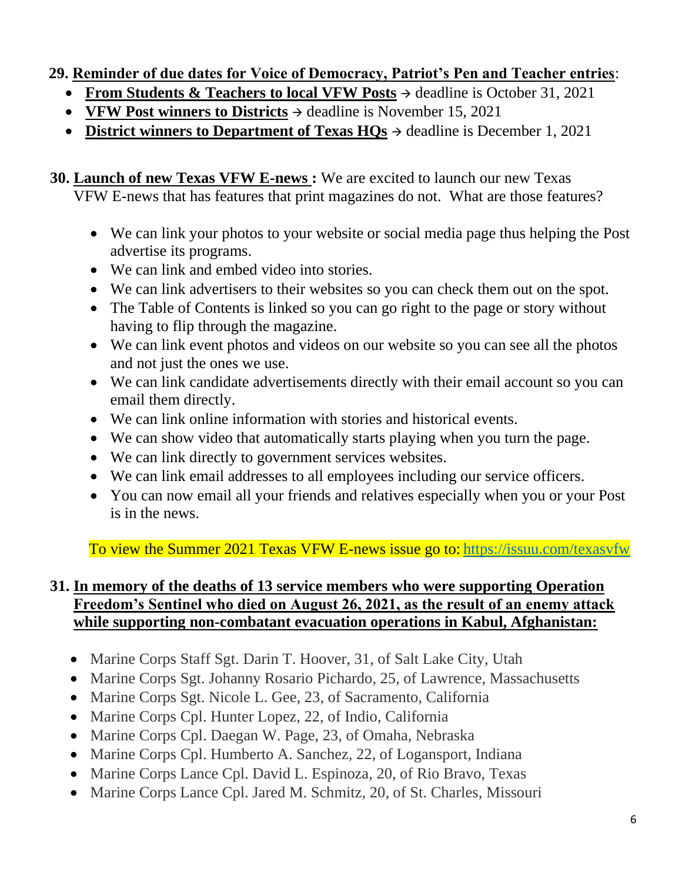**29. Reminder of due dates for Voice of Democracy, Patriot's Pen and Teacher entries**:

- **From Students & Teachers to local VFW Posts** → deadline is October 31, 2021
- **VFW Post winners to Districts** → deadline is November 15, 2021
- **District winners to Department of Texas HQs** → deadline is December 1, 2021

**30. Launch of new Texas VFW E-news :** We are excited to launch our new Texas VFW E-news that has features that print magazines do not. What are those features?

- We can link your photos to your website or social media page thus helping the Post advertise its programs.
- We can link and embed video into stories.
- We can link advertisers to their websites so you can check them out on the spot.
- The Table of Contents is linked so you can go right to the page or story without having to flip through the magazine.
- We can link event photos and videos on our website so you can see all the photos and not just the ones we use.
- We can link candidate advertisements directly with their email account so you can email them directly.
- We can link online information with stories and historical events.
- We can show video that automatically starts playing when you turn the page.
- We can link directly to government services websites.
- We can link email addresses to all employees including our service officers.
- You can now email all your friends and relatives especially when you or your Post is in the news.

To view the Summer 2021 Texas VFW E-news issue go to: https://issuu.com/texasvfw

**31. In memory of the deaths of 13 service members who were supporting Operation Freedom's Sentinel who died on August 26, 2021, as the result of an enemy attack while supporting non-combatant evacuation operations in Kabul, Afghanistan:**

- Marine Corps Staff Sgt. Darin T. Hoover, 31, of Salt Lake City, Utah
- Marine Corps Sgt. Johanny Rosario Pichardo, 25, of Lawrence, Massachusetts
- Marine Corps Sgt. Nicole L. Gee, 23, of Sacramento, California
- Marine Corps Cpl. Hunter Lopez, 22, of Indio, California
- Marine Corps Cpl. Daegan W. Page, 23, of Omaha, Nebraska
- Marine Corps Cpl. Humberto A. Sanchez, 22, of Logansport, Indiana
- Marine Corps Lance Cpl. David L. Espinoza, 20, of Rio Bravo, Texas
- Marine Corps Lance Cpl. Jared M. Schmitz, 20, of St. Charles, Missouri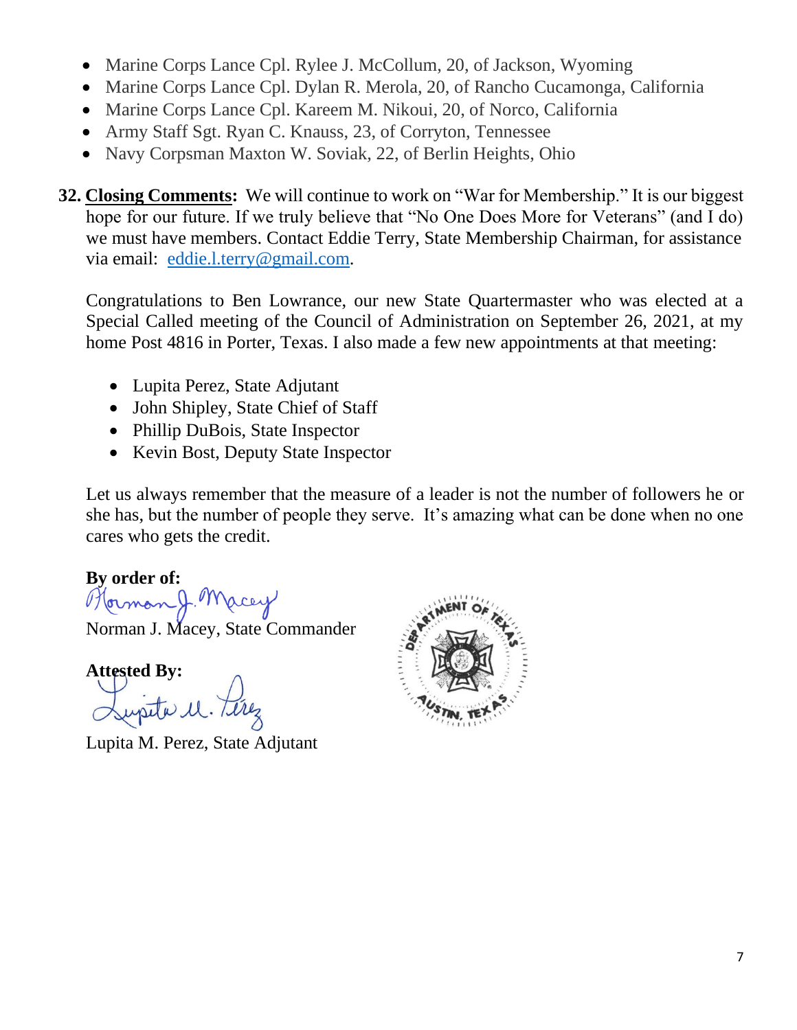- Marine Corps Lance Cpl. Rylee J. McCollum, 20, of Jackson, Wyoming
- Marine Corps Lance Cpl. Dylan R. Merola, 20, of Rancho Cucamonga, California
- Marine Corps Lance Cpl. Kareem M. Nikoui, 20, of Norco, California
- Army Staff Sgt. Ryan C. Knauss, 23, of Corryton, Tennessee
- Navy Corpsman Maxton W. Soviak, 22, of Berlin Heights, Ohio

**32. <u>Closing Comments</u>:** We will continue to work on "War for Membership." It is our biggest hope for our future. If we truly believe that "No One Does More for Veterans" (and I do) we must have members. Contact Eddie Terry, State Membership Chairman, for assistance via email: eddie.l.terry@gmail.com.

Congratulations to Ben Lowrance, our new State Quartermaster who was elected at a Special Called meeting of the Council of Administration on September 26, 2021, at my home Post 4816 in Porter, Texas. I also made a few new appointments at that meeting:

- Lupita Perez, State Adjutant
- John Shipley, State Chief of Staff
- Phillip DuBois, State Inspector
- Kevin Bost, Deputy State Inspector

Let us always remember that the measure of a leader is not the number of followers he or she has, but the number of people they serve. It's amazing what can be done when no one cares who gets the credit.

**By order of:**

Norman J. Macey

Norman J. Macey, State Commander

**Attested By:**

Lupita M. Perez

Lupita M. Perez, State Adjutant

DEPARTMENT OF TEXAS
AUSTIN, TEXAS